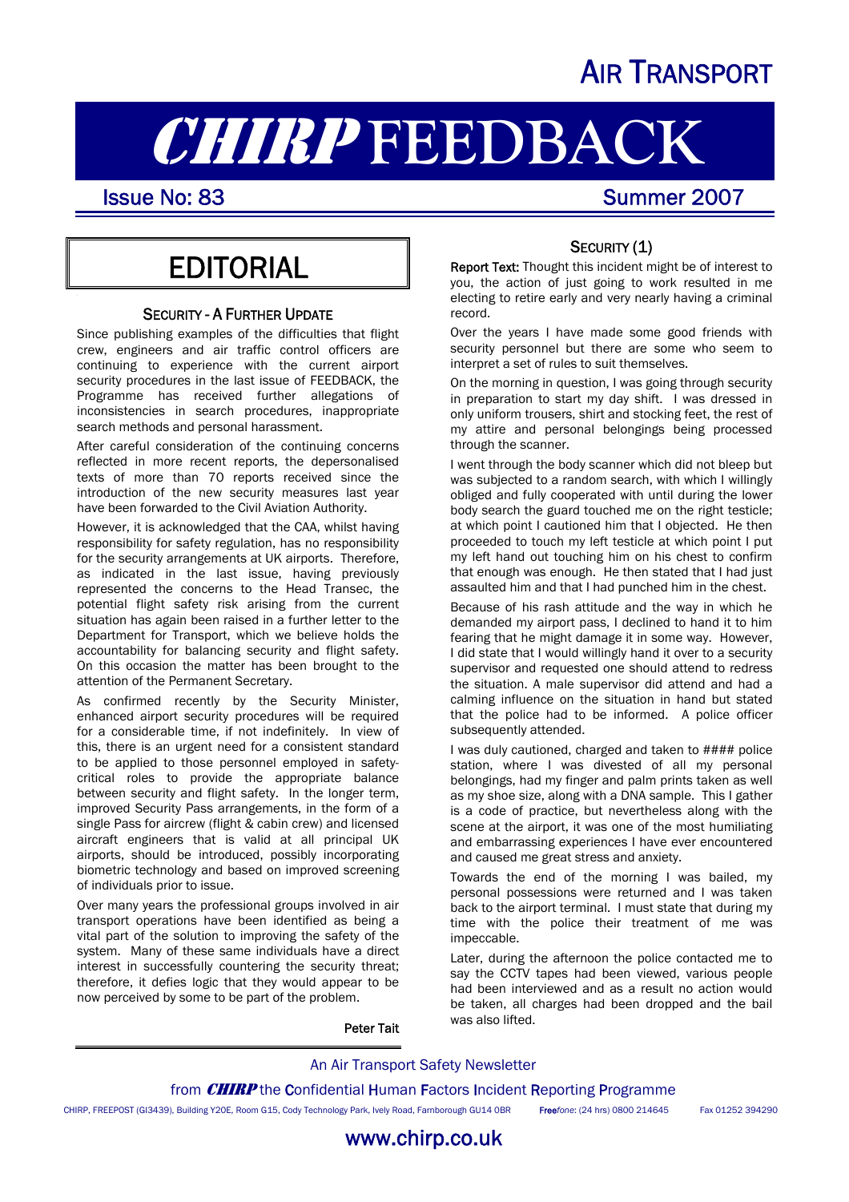AIR TRANSPORT

# CHIRP FEEDBACK

Issue No: 83 Summer 2007

## EDITORIAL

### SECURITY - A FURTHER UPDATE

Since publishing examples of the difficulties that flight crew, engineers and air traffic control officers are continuing to experience with the current airport security procedures in the last issue of FEEDBACK, the Programme has received further allegations of inconsistencies in search procedures, inappropriate search methods and personal harassment.

After careful consideration of the continuing concerns reflected in more recent reports, the depersonalised texts of more than 70 reports received since the introduction of the new security measures last year have been forwarded to the Civil Aviation Authority.

However, it is acknowledged that the CAA, whilst having responsibility for safety regulation, has no responsibility for the security arrangements at UK airports. Therefore, as indicated in the last issue, having previously represented the concerns to the Head Transec, the potential flight safety risk arising from the current situation has again been raised in a further letter to the Department for Transport, which we believe holds the accountability for balancing security and flight safety. On this occasion the matter has been brought to the attention of the Permanent Secretary.

As confirmed recently by the Security Minister, enhanced airport security procedures will be required for a considerable time, if not indefinitely. In view of this, there is an urgent need for a consistent standard to be applied to those personnel employed in safety-critical roles to provide the appropriate balance between security and flight safety. In the longer term, improved Security Pass arrangements, in the form of a single Pass for aircrew (flight & cabin crew) and licensed aircraft engineers that is valid at all principal UK airports, should be introduced, possibly incorporating biometric technology and based on improved screening of individuals prior to issue.

Over many years the professional groups involved in air transport operations have been identified as being a vital part of the solution to improving the safety of the system. Many of these same individuals have a direct interest in successfully countering the security threat; therefore, it defies logic that they would appear to be now perceived by some to be part of the problem.

Peter Tait

### SECURITY (1)

**Report Text:** Thought this incident might be of interest to you, the action of just going to work resulted in me electing to retire early and very nearly having a criminal record.

Over the years I have made some good friends with security personnel but there are some who seem to interpret a set of rules to suit themselves.

On the morning in question, I was going through security in preparation to start my day shift. I was dressed in only uniform trousers, shirt and stocking feet, the rest of my attire and personal belongings being processed through the scanner.

I went through the body scanner which did not bleep but was subjected to a random search, with which I willingly obliged and fully cooperated with until during the lower body search the guard touched me on the right testicle; at which point I cautioned him that I objected. He then proceeded to touch my left testicle at which point I put my left hand out touching him on his chest to confirm that enough was enough. He then stated that I had just assaulted him and that I had punched him in the chest.

Because of his rash attitude and the way in which he demanded my airport pass, I declined to hand it to him fearing that he might damage it in some way. However, I did state that I would willingly hand it over to a security supervisor and requested one should attend to redress the situation. A male supervisor did attend and had a calming influence on the situation in hand but stated that the police had to be informed. A police officer subsequently attended.

I was duly cautioned, charged and taken to #### police station, where I was divested of all my personal belongings, had my finger and palm prints taken as well as my shoe size, along with a DNA sample. This I gather is a code of practice, but nevertheless along with the scene at the airport, it was one of the most humiliating and embarrassing experiences I have ever encountered and caused me great stress and anxiety.

Towards the end of the morning I was bailed, my personal possessions were returned and I was taken back to the airport terminal. I must state that during my time with the police their treatment of me was impeccable.

Later, during the afternoon the police contacted me to say the CCTV tapes had been viewed, various people had been interviewed and as a result no action would be taken, all charges had been dropped and the bail was also lifted.

An Air Transport Safety Newsletter

from CHIRP the Confidential Human Factors Incident Reporting Programme

CHIRP, FREEPOST (GI3439), Building Y20E, Room G15, Cody Technology Park, Ively Road, Farnborough GU14 0BR Freefone: (24 hrs) 0800 214645 Fax 01252 394290

www.chirp.co.uk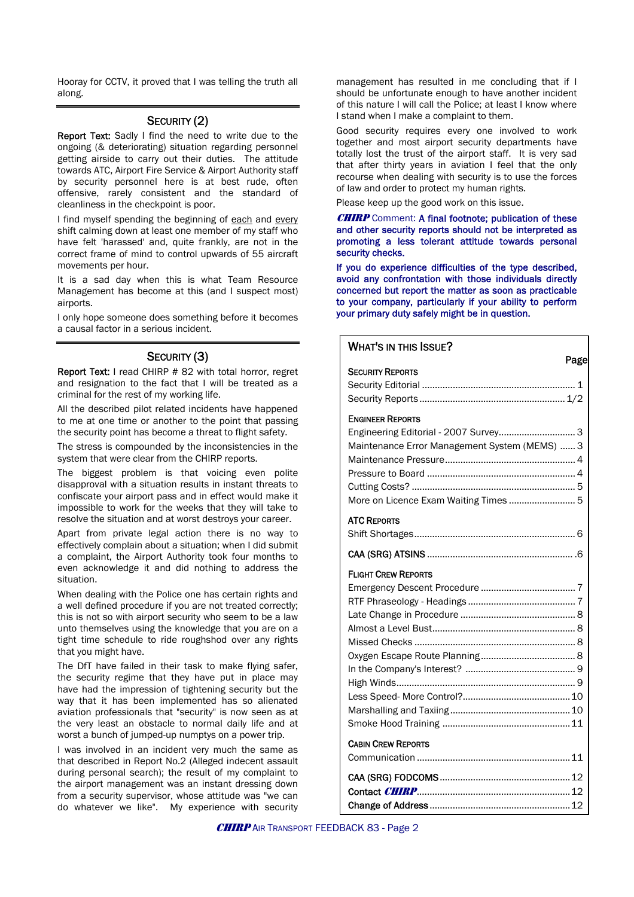Hooray for CCTV, it proved that I was telling the truth all along.

## SECURITY (2)

**Report Text:** Sadly I find the need to write due to the ongoing (& deteriorating) situation regarding personnel getting airside to carry out their duties. The attitude towards ATC, Airport Fire Service & Airport Authority staff by security personnel here is at best rude, often offensive, rarely consistent and the standard of cleanliness in the checkpoint is poor.

I find myself spending the beginning of each and every shift calming down at least one member of my staff who have felt 'harassed' and, quite frankly, are not in the correct frame of mind to control upwards of 55 aircraft movements per hour.

It is a sad day when this is what Team Resource Management has become at this (and I suspect most) airports.

I only hope someone does something before it becomes a causal factor in a serious incident.

## SECURITY (3)

**Report Text:** I read CHIRP # 82 with total horror, regret and resignation to the fact that I will be treated as a criminal for the rest of my working life.

All the described pilot related incidents have happened to me at one time or another to the point that passing the security point has become a threat to flight safety.

The stress is compounded by the inconsistencies in the system that were clear from the CHIRP reports.

The biggest problem is that voicing even polite disapproval with a situation results in instant threats to confiscate your airport pass and in effect would make it impossible to work for the weeks that they will take to resolve the situation and at worst destroys your career.

Apart from private legal action there is no way to effectively complain about a situation; when I did submit a complaint, the Airport Authority took four months to even acknowledge it and did nothing to address the situation.

When dealing with the Police one has certain rights and a well defined procedure if you are not treated correctly; this is not so with airport security who seem to be a law unto themselves using the knowledge that you are on a tight time schedule to ride roughshod over any rights that you might have.

The DfT have failed in their task to make flying safer, the security regime that they have put in place may have had the impression of tightening security but the way that it has been implemented has so alienated aviation professionals that "security" is now seen as at the very least an obstacle to normal daily life and at worst a bunch of jumped-up numptys on a power trip.

I was involved in an incident very much the same as that described in Report No.2 (Alleged indecent assault during personal search); the result of my complaint to the airport management was an instant dressing down from a security supervisor, whose attitude was "we can do whatever we like". My experience with security management has resulted in me concluding that if I should be unfortunate enough to have another incident of this nature I will call the Police; at least I know where I stand when I make a complaint to them.

Good security requires every one involved to work together and most airport security departments have totally lost the trust of the airport staff. It is very sad that after thirty years in aviation I feel that the only recourse when dealing with security is to use the forces of law and order to protect my human rights.

Please keep up the good work on this issue.

***CHIRP*** Comment: **A final footnote; publication of these and other security reports should not be interpreted as promoting a less tolerant attitude towards personal security checks.**

**If you do experience difficulties of the type described, avoid any confrontation with those individuals directly concerned but report the matter as soon as practicable to your company, particularly if your ability to perform your primary duty safely might be in question.**

## WHAT'S IN THIS ISSUE?

| | Page |
|---|---|
| **SECURITY REPORTS** | |
| Security Editorial | 1 |
| Security Reports | 1/2 |
| **ENGINEER REPORTS** | |
| Engineering Editorial - 2007 Survey | 3 |
| Maintenance Error Management System (MEMS) | 3 |
| Maintenance Pressure | 4 |
| Pressure to Board | 4 |
| Cutting Costs? | 5 |
| More on Licence Exam Waiting Times | 5 |
| **ATC REPORTS** | |
| Shift Shortages | 6 |
| **CAA (SRG) ATSINS** | 6 |
| **FLIGHT CREW REPORTS** | |
| Emergency Descent Procedure | 7 |
| RTF Phraseology - Headings | 7 |
| Late Change in Procedure | 8 |
| Almost a Level Bust | 8 |
| Missed Checks | 8 |
| Oxygen Escape Route Planning | 8 |
| In the Company's Interest? | 9 |
| High Winds | 9 |
| Less Speed- More Control? | 10 |
| Marshalling and Taxiing | 10 |
| Smoke Hood Training | 11 |
| **CABIN CREW REPORTS** | |
| Communication | 11 |
| **CAA (SRG) FODCOMS** | 12 |
| **Contact *CHIRP*** | 12 |
| **Change of Address** | 12 |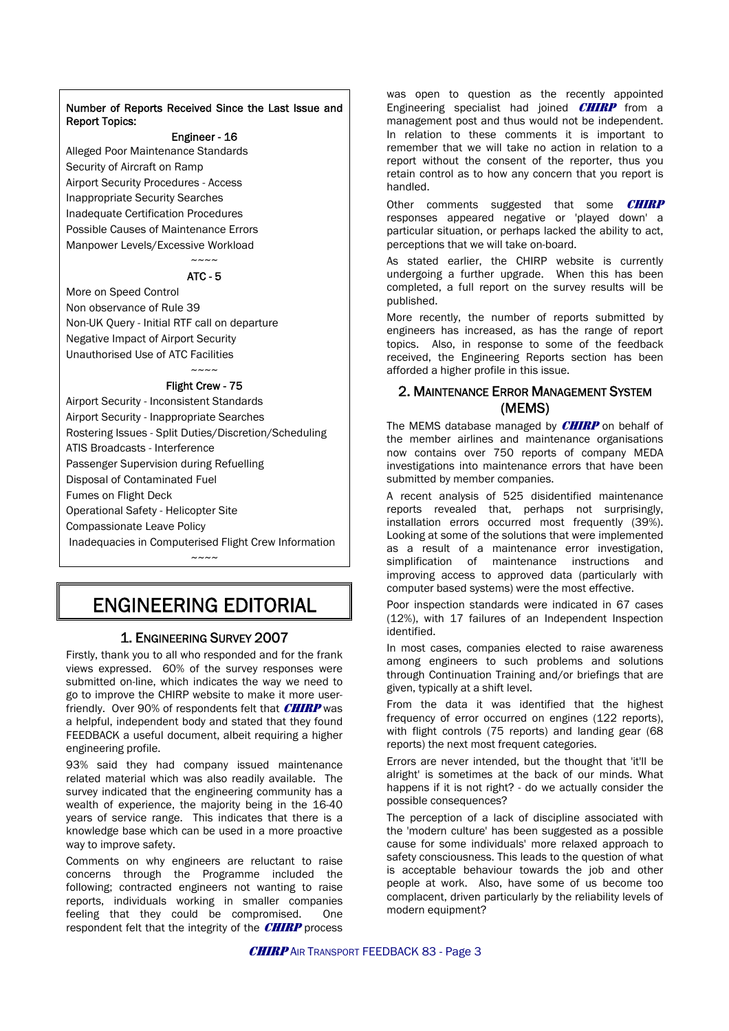**Number of Reports Received Since the Last Issue and Report Topics:**

**Engineer - 16**

Alleged Poor Maintenance Standards
Security of Aircraft on Ramp
Airport Security Procedures - Access
Inappropriate Security Searches
Inadequate Certification Procedures
Possible Causes of Maintenance Errors
Manpower Levels/Excessive Workload

~~~~

**ATC - 5**

More on Speed Control
Non observance of Rule 39
Non-UK Query - Initial RTF call on departure
Negative Impact of Airport Security
Unauthorised Use of ATC Facilities

~~~~

**Flight Crew - 75**

Airport Security - Inconsistent Standards
Airport Security - Inappropriate Searches
Rostering Issues - Split Duties/Discretion/Scheduling
ATIS Broadcasts - Interference
Passenger Supervision during Refuelling
Disposal of Contaminated Fuel
Fumes on Flight Deck
Operational Safety - Helicopter Site
Compassionate Leave Policy
Inadequacies in Computerised Flight Crew Information

~~~~

# ENGINEERING EDITORIAL

## 1. Engineering Survey 2007

Firstly, thank you to all who responded and for the frank views expressed. 60% of the survey responses were submitted on-line, which indicates the way we need to go to improve the CHIRP website to make it more user-friendly. Over 90% of respondents felt that ***CHIRP*** was a helpful, independent body and stated that they found FEEDBACK a useful document, albeit requiring a higher engineering profile.

93% said they had company issued maintenance related material which was also readily available. The survey indicated that the engineering community has a wealth of experience, the majority being in the 16-40 years of service range. This indicates that there is a knowledge base which can be used in a more proactive way to improve safety.

Comments on why engineers are reluctant to raise concerns through the Programme included the following; contracted engineers not wanting to raise reports, individuals working in smaller companies feeling that they could be compromised. One respondent felt that the integrity of the ***CHIRP*** process was open to question as the recently appointed Engineering specialist had joined ***CHIRP*** from a management post and thus would not be independent. In relation to these comments it is important to remember that we will take no action in relation to a report without the consent of the reporter, thus you retain control as to how any concern that you report is handled.

Other comments suggested that some ***CHIRP*** responses appeared negative or 'played down' a particular situation, or perhaps lacked the ability to act, perceptions that we will take on-board.

As stated earlier, the CHIRP website is currently undergoing a further upgrade. When this has been completed, a full report on the survey results will be published.

More recently, the number of reports submitted by engineers has increased, as has the range of report topics. Also, in response to some of the feedback received, the Engineering Reports section has been afforded a higher profile in this issue.

## 2. Maintenance Error Management System (MEMS)

The MEMS database managed by ***CHIRP*** on behalf of the member airlines and maintenance organisations now contains over 750 reports of company MEDA investigations into maintenance errors that have been submitted by member companies.

A recent analysis of 525 disidentified maintenance reports revealed that, perhaps not surprisingly, installation errors occurred most frequently (39%). Looking at some of the solutions that were implemented as a result of a maintenance error investigation, simplification of maintenance instructions and improving access to approved data (particularly with computer based systems) were the most effective.

Poor inspection standards were indicated in 67 cases (12%), with 17 failures of an Independent Inspection identified.

In most cases, companies elected to raise awareness among engineers to such problems and solutions through Continuation Training and/or briefings that are given, typically at a shift level.

From the data it was identified that the highest frequency of error occurred on engines (122 reports), with flight controls (75 reports) and landing gear (68 reports) the next most frequent categories.

Errors are never intended, but the thought that 'it'll be alright' is sometimes at the back of our minds. What happens if it is not right? - do we actually consider the possible consequences?

The perception of a lack of discipline associated with the 'modern culture' has been suggested as a possible cause for some individuals' more relaxed approach to safety consciousness. This leads to the question of what is acceptable behaviour towards the job and other people at work. Also, have some of us become too complacent, driven particularly by the reliability levels of modern equipment?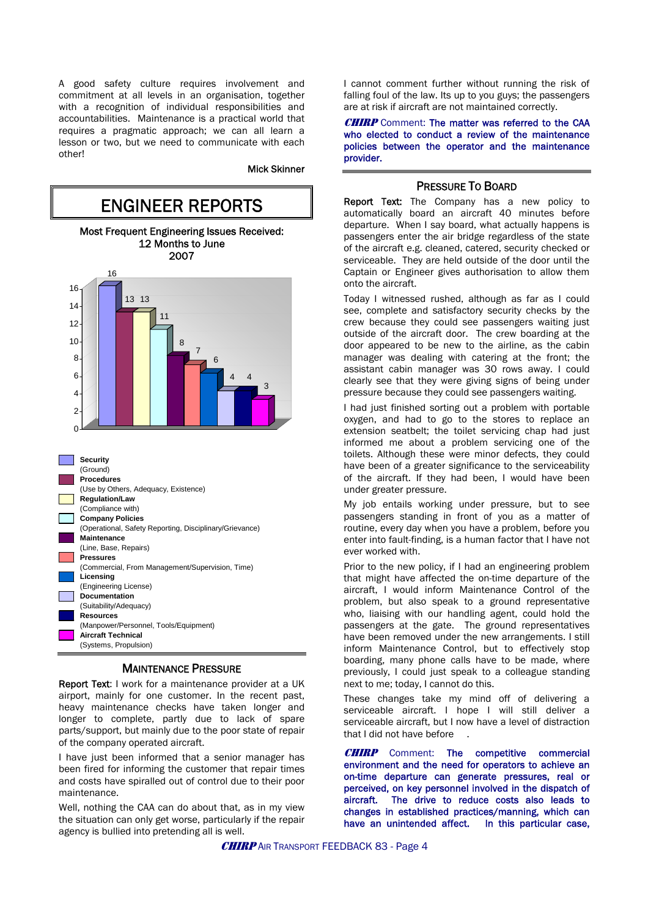A good safety culture requires involvement and commitment at all levels in an organisation, together with a recognition of individual responsibilities and accountabilities. Maintenance is a practical world that requires a pragmatic approach; we can all learn a lesson or two, but we need to communicate with each other!

Mick Skinner

# ENGINEER REPORTS

**Most Frequent Engineering Issues Received: 12 Months to June 2007**

| Issue | Number |
|---|---|
| **Security** (Ground) | 16 |
| **Procedures** (Use by Others, Adequacy, Existence) | 13 |
| **Regulation/Law** (Compliance with) | 13 |
| **Company Policies** (Operational, Safety Reporting, Disciplinary/Grievance) | 11 |
| **Maintenance** (Line, Base, Repairs) | 8 |
| **Pressures** (Commercial, From Management/Supervision, Time) | 7 |
| **Licensing** (Engineering License) | 6 |
| **Documentation** (Suitability/Adequacy) | 4 |
| **Resources** (Manpower/Personnel, Tools/Equipment) | 4 |
| **Aircraft Technical** (Systems, Propulsion) | 3 |

## MAINTENANCE PRESSURE

**Report Text**: I work for a maintenance provider at a UK airport, mainly for one customer. In the recent past, heavy maintenance checks have taken longer and longer to complete, partly due to lack of spare parts/support, but mainly due to the poor state of repair of the company operated aircraft.

I have just been informed that a senior manager has been fired for informing the customer that repair times and costs have spiralled out of control due to their poor maintenance.

Well, nothing the CAA can do about that, as in my view the situation can only get worse, particularly if the repair agency is bullied into pretending all is well.

I cannot comment further without running the risk of falling foul of the law. Its up to you guys; the passengers are at risk if aircraft are not maintained correctly.

***CHIRP*** **Comment: The matter was referred to the CAA who elected to conduct a review of the maintenance policies between the operator and the maintenance provider.**

## PRESSURE TO BOARD

**Report Text:** The Company has a new policy to automatically board an aircraft 40 minutes before departure. When I say board, what actually happens is passengers enter the air bridge regardless of the state of the aircraft e.g. cleaned, catered, security checked or serviceable. They are held outside of the door until the Captain or Engineer gives authorisation to allow them onto the aircraft.

Today I witnessed rushed, although as far as I could see, complete and satisfactory security checks by the crew because they could see passengers waiting just outside of the aircraft door. The crew boarding at the door appeared to be new to the airline, as the cabin manager was dealing with catering at the front; the assistant cabin manager was 30 rows away. I could clearly see that they were giving signs of being under pressure because they could see passengers waiting.

I had just finished sorting out a problem with portable oxygen, and had to go to the stores to replace an extension seatbelt; the toilet servicing chap had just informed me about a problem servicing one of the toilets. Although these were minor defects, they could have been of a greater significance to the serviceability of the aircraft. If they had been, I would have been under greater pressure.

My job entails working under pressure, but to see passengers standing in front of you as a matter of routine, every day when you have a problem, before you enter into fault-finding, is a human factor that I have not ever worked with.

Prior to the new policy, if I had an engineering problem that might have affected the on-time departure of the aircraft, I would inform Maintenance Control of the problem, but also speak to a ground representative who, liaising with our handling agent, could hold the passengers at the gate. The ground representatives have been removed under the new arrangements. I still inform Maintenance Control, but to effectively stop boarding, many phone calls have to be made, where previously, I could just speak to a colleague standing next to me; today, I cannot do this.

These changes take my mind off of delivering a serviceable aircraft. I hope I will still deliver a serviceable aircraft, but I now have a level of distraction that I did not have before .

***CHIRP*** **Comment: The competitive commercial environment and the need for operators to achieve an on-time departure can generate pressures, real or perceived, on key personnel involved in the dispatch of aircraft. The drive to reduce costs also leads to changes in established practices/manning, which can have an unintended affect. In this particular case,**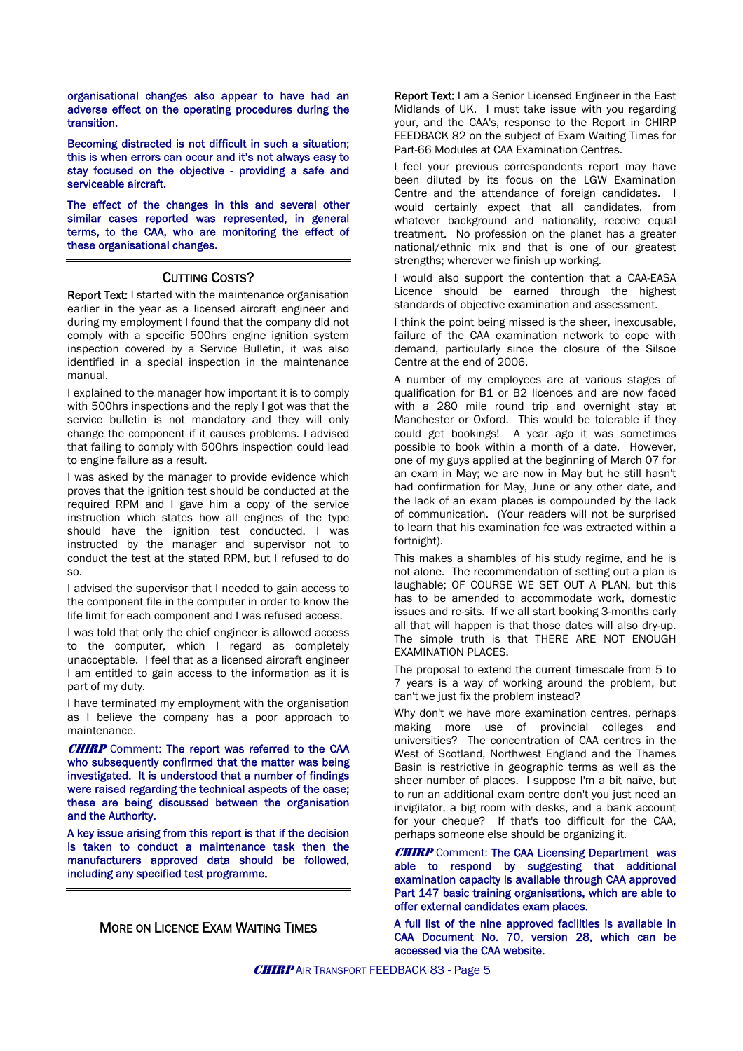**organisational changes also appear to have had an adverse effect on the operating procedures during the transition.**

**Becoming distracted is not difficult in such a situation; this is when errors can occur and it's not always easy to stay focused on the objective - providing a safe and serviceable aircraft.**

**The effect of the changes in this and several other similar cases reported was represented, in general terms, to the CAA, who are monitoring the effect of these organisational changes.**

## CUTTING COSTS?

**Report Text:** I started with the maintenance organisation earlier in the year as a licensed aircraft engineer and during my employment I found that the company did not comply with a specific 500hrs engine ignition system inspection covered by a Service Bulletin, it was also identified in a special inspection in the maintenance manual.

I explained to the manager how important it is to comply with 500hrs inspections and the reply I got was that the service bulletin is not mandatory and they will only change the component if it causes problems. I advised that failing to comply with 500hrs inspection could lead to engine failure as a result.

I was asked by the manager to provide evidence which proves that the ignition test should be conducted at the required RPM and I gave him a copy of the service instruction which states how all engines of the type should have the ignition test conducted. I was instructed by the manager and supervisor not to conduct the test at the stated RPM, but I refused to do so.

I advised the supervisor that I needed to gain access to the component file in the computer in order to know the life limit for each component and I was refused access.

I was told that only the chief engineer is allowed access to the computer, which I regard as completely unacceptable. I feel that as a licensed aircraft engineer I am entitled to gain access to the information as it is part of my duty.

I have terminated my employment with the organisation as I believe the company has a poor approach to maintenance.

***CHIRP*** Comment: **The report was referred to the CAA who subsequently confirmed that the matter was being investigated. It is understood that a number of findings were raised regarding the technical aspects of the case; these are being discussed between the organisation and the Authority.**

**A key issue arising from this report is that if the decision is taken to conduct a maintenance task then the manufacturers approved data should be followed, including any specified test programme.**

## MORE ON LICENCE EXAM WAITING TIMES

**Report Text:** I am a Senior Licensed Engineer in the East Midlands of UK. I must take issue with you regarding your, and the CAA's, response to the Report in CHIRP FEEDBACK 82 on the subject of Exam Waiting Times for Part-66 Modules at CAA Examination Centres.

I feel your previous correspondents report may have been diluted by its focus on the LGW Examination Centre and the attendance of foreign candidates. I would certainly expect that all candidates, from whatever background and nationality, receive equal treatment. No profession on the planet has a greater national/ethnic mix and that is one of our greatest strengths; wherever we finish up working.

I would also support the contention that a CAA-EASA Licence should be earned through the highest standards of objective examination and assessment.

I think the point being missed is the sheer, inexcusable, failure of the CAA examination network to cope with demand, particularly since the closure of the Silsoe Centre at the end of 2006.

A number of my employees are at various stages of qualification for B1 or B2 licences and are now faced with a 280 mile round trip and overnight stay at Manchester or Oxford. This would be tolerable if they could get bookings! A year ago it was sometimes possible to book within a month of a date. However, one of my guys applied at the beginning of March 07 for an exam in May; we are now in May but he still hasn't had confirmation for May, June or any other date, and the lack of an exam places is compounded by the lack of communication. (Your readers will not be surprised to learn that his examination fee was extracted within a fortnight).

This makes a shambles of his study regime, and he is not alone. The recommendation of setting out a plan is laughable; OF COURSE WE SET OUT A PLAN, but this has to be amended to accommodate work, domestic issues and re-sits. If we all start booking 3-months early all that will happen is that those dates will also dry-up. The simple truth is that THERE ARE NOT ENOUGH EXAMINATION PLACES.

The proposal to extend the current timescale from 5 to 7 years is a way of working around the problem, but can't we just fix the problem instead?

Why don't we have more examination centres, perhaps making more use of provincial colleges and universities? The concentration of CAA centres in the West of Scotland, Northwest England and the Thames Basin is restrictive in geographic terms as well as the sheer number of places. I suppose I'm a bit naïve, but to run an additional exam centre don't you just need an invigilator, a big room with desks, and a bank account for your cheque? If that's too difficult for the CAA, perhaps someone else should be organizing it.

***CHIRP*** Comment: **The CAA Licensing Department was able to respond by suggesting that additional examination capacity is available through CAA approved Part 147 basic training organisations, which are able to offer external candidates exam places.**

**A full list of the nine approved facilities is available in CAA Document No. 70, version 28, which can be accessed via the CAA website.**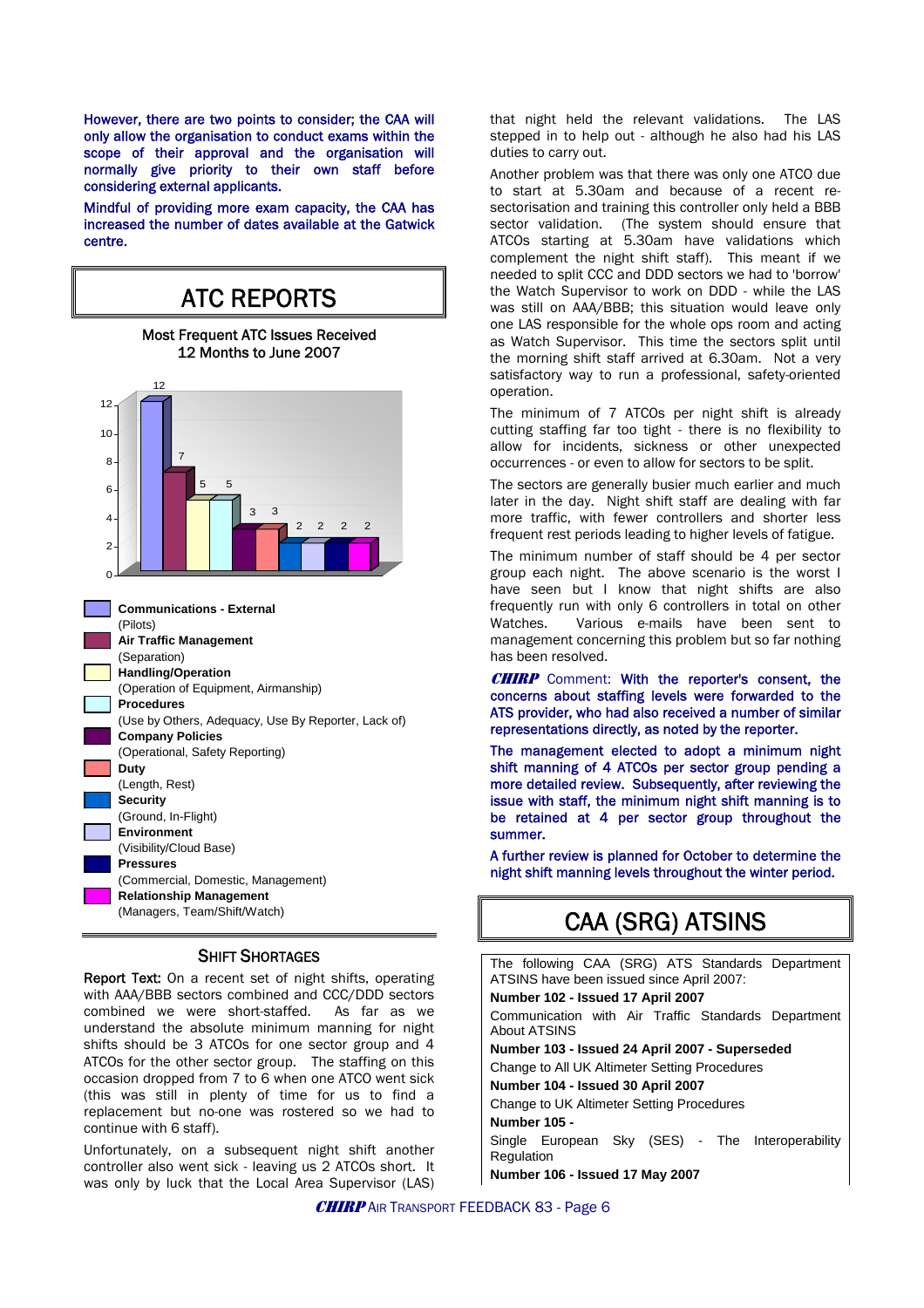However, there are two points to consider; the CAA will only allow the organisation to conduct exams within the scope of their approval and the organisation will normally give priority to their own staff before considering external applicants.

Mindful of providing more exam capacity, the CAA has increased the number of dates available at the Gatwick centre.

## ATC REPORTS

Most Frequent ATC Issues Received
12 Months to June 2007

| Issue | Number |
|---|---|
| **Communications - External** (Pilots) | 12 |
| **Air Traffic Management** (Separation) | 7 |
| **Handling/Operation** (Operation of Equipment, Airmanship) | 5 |
| **Procedures** (Use by Others, Adequacy, Use By Reporter, Lack of) | 5 |
| **Company Policies** (Operational, Safety Reporting) | 3 |
| **Duty** (Length, Rest) | 3 |
| **Security** (Ground, In-Flight) | 2 |
| **Environment** (Visibility/Cloud Base) | 2 |
| **Pressures** (Commercial, Domestic, Management) | 2 |
| **Relationship Management** (Managers, Team/Shift/Watch) | 2 |

### SHIFT SHORTAGES

**Report Text:** On a recent set of night shifts, operating with AAA/BBB sectors combined and CCC/DDD sectors combined we were short-staffed. As far as we understand the absolute minimum manning for night shifts should be 3 ATCOs for one sector group and 4 ATCOs for the other sector group. The staffing on this occasion dropped from 7 to 6 when one ATCO went sick (this was still in plenty of time for us to find a replacement but no-one was rostered so we had to continue with 6 staff).

Unfortunately, on a subsequent night shift another controller also went sick - leaving us 2 ATCOs short. It was only by luck that the Local Area Supervisor (LAS) that night held the relevant validations. The LAS stepped in to help out - although he also had his LAS duties to carry out.

Another problem was that there was only one ATCO due to start at 5.30am and because of a recent re-sectorisation and training this controller only held a BBB sector validation. (The system should ensure that ATCOs starting at 5.30am have validations which complement the night shift staff). This meant if we needed to split CCC and DDD sectors we had to 'borrow' the Watch Supervisor to work on DDD - while the LAS was still on AAA/BBB; this situation would leave only one LAS responsible for the whole ops room and acting as Watch Supervisor. This time the sectors split until the morning shift staff arrived at 6.30am. Not a very satisfactory way to run a professional, safety-oriented operation.

The minimum of 7 ATCOs per night shift is already cutting staffing far too tight - there is no flexibility to allow for incidents, sickness or other unexpected occurrences - or even to allow for sectors to be split.

The sectors are generally busier much earlier and much later in the day. Night shift staff are dealing with far more traffic, with fewer controllers and shorter less frequent rest periods leading to higher levels of fatigue.

The minimum number of staff should be 4 per sector group each night. The above scenario is the worst I have seen but I know that night shifts are also frequently run with only 6 controllers in total on other Watches. Various e-mails have been sent to management concerning this problem but so far nothing has been resolved.

***CHIRP*** **Comment:** With the reporter's consent, the concerns about staffing levels were forwarded to the ATS provider, who had also received a number of similar representations directly, as noted by the reporter.

The management elected to adopt a minimum night shift manning of 4 ATCOs per sector group pending a more detailed review. Subsequently, after reviewing the issue with staff, the minimum night shift manning is to be retained at 4 per sector group throughout the summer.

A further review is planned for October to determine the night shift manning levels throughout the winter period.

## CAA (SRG) ATSINS

The following CAA (SRG) ATS Standards Department ATSINS have been issued since April 2007:

**Number 102 - Issued 17 April 2007**
Communication with Air Traffic Standards Department About ATSINS

**Number 103 - Issued 24 April 2007 - Superseded**
Change to All UK Altimeter Setting Procedures

**Number 104 - Issued 30 April 2007**
Change to UK Altimeter Setting Procedures

**Number 105 -**
Single European Sky (SES) - The Interoperability Regulation

**Number 106 - Issued 17 May 2007**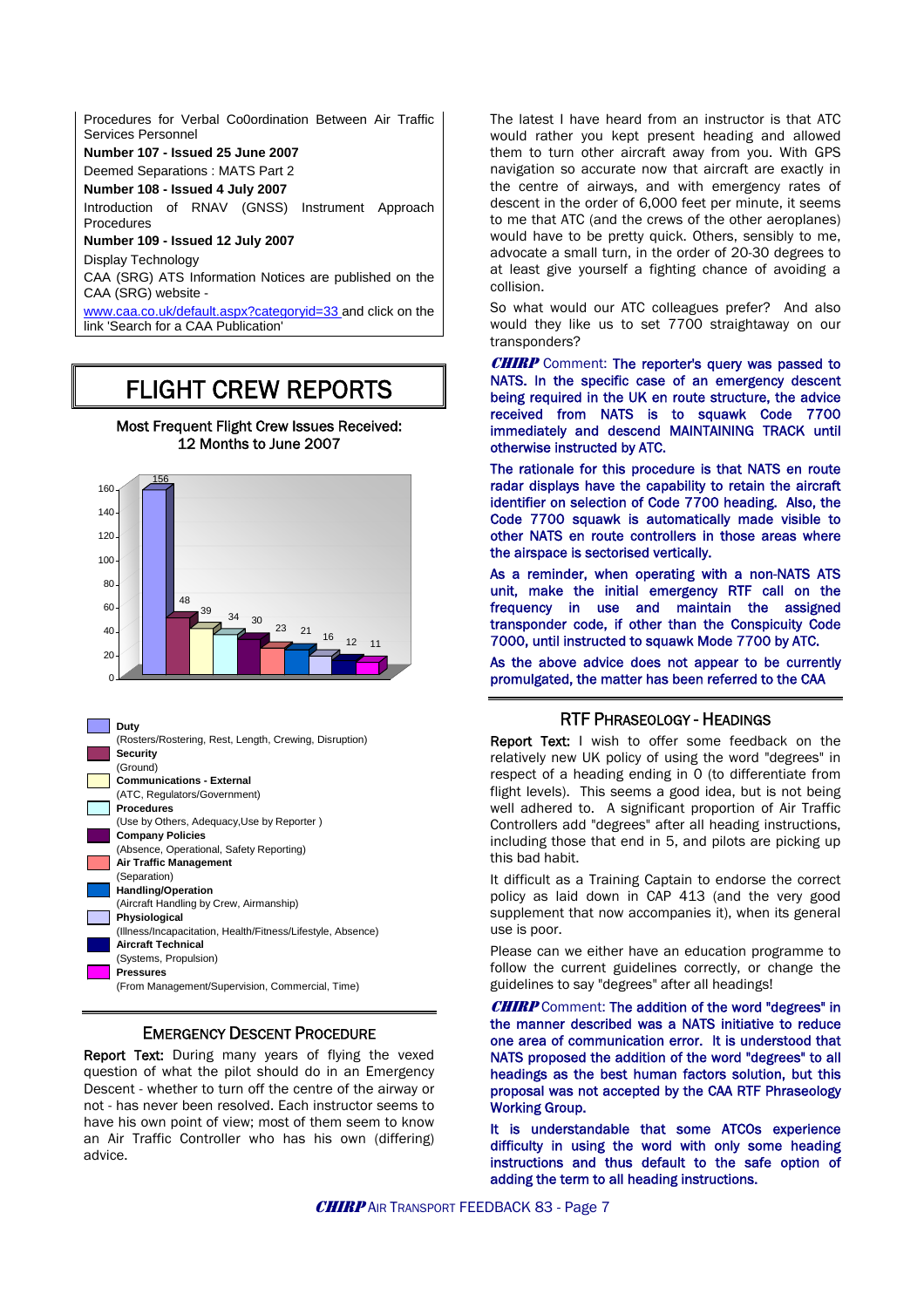Procedures for Verbal Co0ordination Between Air Traffic Services Personnel

**Number 107 - Issued 25 June 2007**

Deemed Separations : MATS Part 2

**Number 108 - Issued 4 July 2007**

Introduction of RNAV (GNSS) Instrument Approach Procedures

**Number 109 - Issued 12 July 2007**

Display Technology

CAA (SRG) ATS Information Notices are published on the CAA (SRG) website - www.caa.co.uk/default.aspx?categoryid=33 and click on the link 'Search for a CAA Publication'

# FLIGHT CREW REPORTS

Most Frequent Flight Crew Issues Received: 12 Months to June 2007

| Issue | Number |
|---|---|
| **Duty** (Rosters/Rostering, Rest, Length, Crewing, Disruption) | 156 |
| **Security** (Ground) | 48 |
| **Communications - External** (ATC, Regulators/Government) | 39 |
| **Procedures** (Use by Others, Adequacy,Use by Reporter ) | 34 |
| **Company Policies** (Absence, Operational, Safety Reporting) | 30 |
| **Air Traffic Management** (Separation) | 23 |
| **Handling/Operation** (Aircraft Handling by Crew, Airmanship) | 21 |
| **Physiological** (Illness/Incapacitation, Health/Fitness/Lifestyle, Absence) | 16 |
| **Aircraft Technical** (Systems, Propulsion) | 12 |
| **Pressures** (From Management/Supervision, Commercial, Time) | 11 |

## EMERGENCY DESCENT PROCEDURE

**Report Text:** During many years of flying the vexed question of what the pilot should do in an Emergency Descent - whether to turn off the centre of the airway or not - has never been resolved. Each instructor seems to have his own point of view; most of them seem to know an Air Traffic Controller who has his own (differing) advice.

The latest I have heard from an instructor is that ATC would rather you kept present heading and allowed them to turn other aircraft away from you. With GPS navigation so accurate now that aircraft are exactly in the centre of airways, and with emergency rates of descent in the order of 6,000 feet per minute, it seems to me that ATC (and the crews of the other aeroplanes) would have to be pretty quick. Others, sensibly to me, advocate a small turn, in the order of 20-30 degrees to at least give yourself a fighting chance of avoiding a collision.

So what would our ATC colleagues prefer? And also would they like us to set 7700 straightaway on our transponders?

***CHIRP*** Comment: The reporter's query was passed to NATS. In the specific case of an emergency descent being required in the UK en route structure, the advice received from NATS is to squawk Code 7700 immediately and descend MAINTAINING TRACK until otherwise instructed by ATC.

The rationale for this procedure is that NATS en route radar displays have the capability to retain the aircraft identifier on selection of Code 7700 heading. Also, the Code 7700 squawk is automatically made visible to other NATS en route controllers in those areas where the airspace is sectorised vertically.

As a reminder, when operating with a non-NATS ATS unit, make the initial emergency RTF call on the frequency in use and maintain the assigned transponder code, if other than the Conspicuity Code 7000, until instructed to squawk Mode 7700 by ATC.

As the above advice does not appear to be currently promulgated, the matter has been referred to the CAA

## RTF PHRASEOLOGY - HEADINGS

**Report Text:** I wish to offer some feedback on the relatively new UK policy of using the word "degrees" in respect of a heading ending in 0 (to differentiate from flight levels). This seems a good idea, but is not being well adhered to. A significant proportion of Air Traffic Controllers add "degrees" after all heading instructions, including those that end in 5, and pilots are picking up this bad habit.

It difficult as a Training Captain to endorse the correct policy as laid down in CAP 413 (and the very good supplement that now accompanies it), when its general use is poor.

Please can we either have an education programme to follow the current guidelines correctly, or change the guidelines to say "degrees" after all headings!

***CHIRP*** Comment: The addition of the word "degrees" in the manner described was a NATS initiative to reduce one area of communication error. It is understood that NATS proposed the addition of the word "degrees" to all headings as the best human factors solution, but this proposal was not accepted by the CAA RTF Phraseology Working Group.

It is understandable that some ATCOs experience difficulty in using the word with only some heading instructions and thus default to the safe option of adding the term to all heading instructions.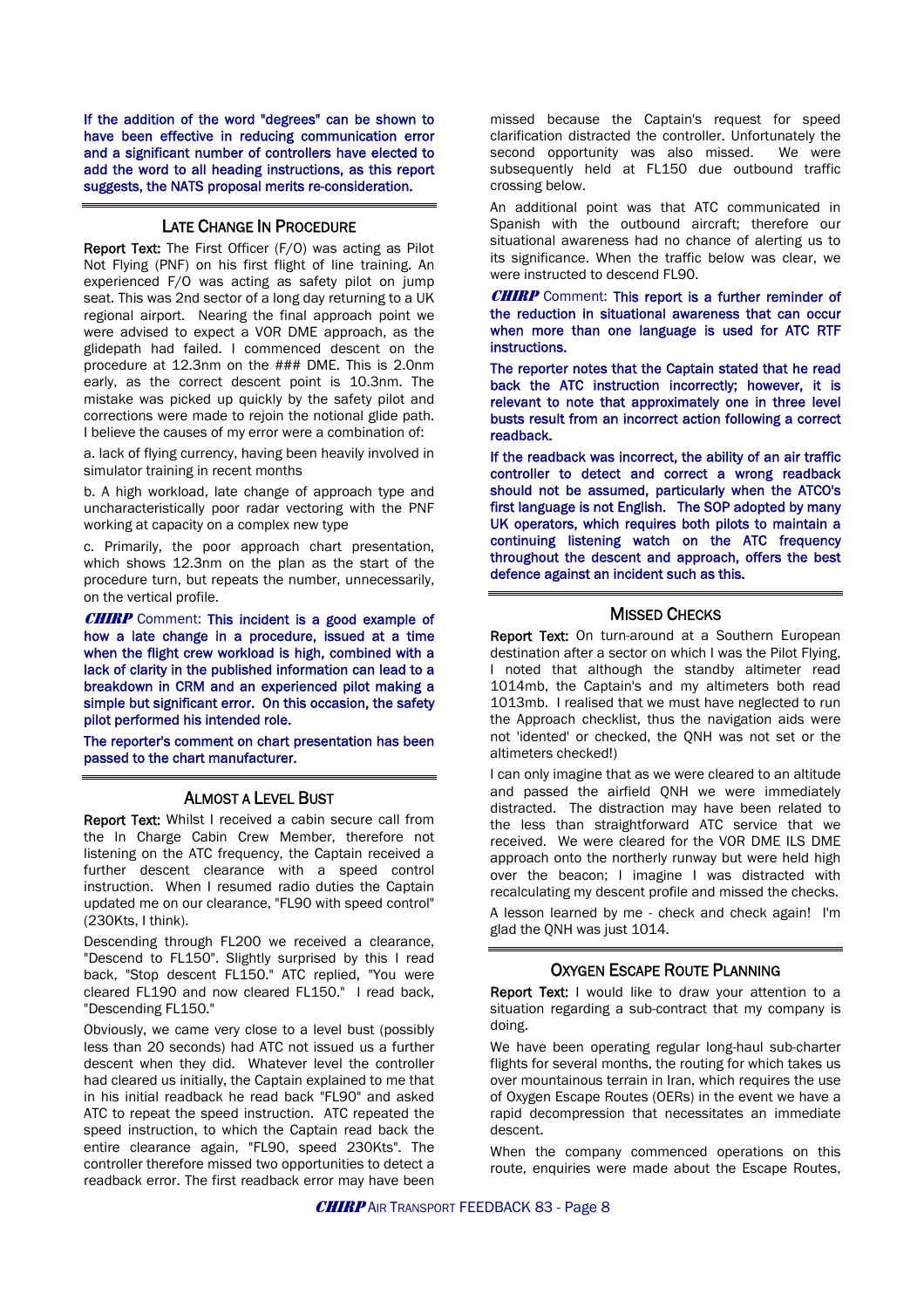**If the addition of the word "degrees" can be shown to have been effective in reducing communication error and a significant number of controllers have elected to add the word to all heading instructions, as this report suggests, the NATS proposal merits re-consideration.**

## Late Change In Procedure

**Report Text:** The First Officer (F/O) was acting as Pilot Not Flying (PNF) on his first flight of line training. An experienced F/O was acting as safety pilot on jump seat. This was 2nd sector of a long day returning to a UK regional airport. Nearing the final approach point we were advised to expect a VOR DME approach, as the glidepath had failed. I commenced descent on the procedure at 12.3nm on the ### DME. This is 2.0nm early, as the correct descent point is 10.3nm. The mistake was picked up quickly by the safety pilot and corrections were made to rejoin the notional glide path. I believe the causes of my error were a combination of:

a. lack of flying currency, having been heavily involved in simulator training in recent months

b. A high workload, late change of approach type and uncharacteristically poor radar vectoring with the PNF working at capacity on a complex new type

c. Primarily, the poor approach chart presentation, which shows 12.3nm on the plan as the start of the procedure turn, but repeats the number, unnecessarily, on the vertical profile.

***CHIRP*** Comment: **This incident is a good example of how a late change in a procedure, issued at a time when the flight crew workload is high, combined with a lack of clarity in the published information can lead to a breakdown in CRM and an experienced pilot making a simple but significant error. On this occasion, the safety pilot performed his intended role.**

**The reporter's comment on chart presentation has been passed to the chart manufacturer.**

## Almost A Level Bust

**Report Text:** Whilst I received a cabin secure call from the In Charge Cabin Crew Member, therefore not listening on the ATC frequency, the Captain received a further descent clearance with a speed control instruction. When I resumed radio duties the Captain updated me on our clearance, "FL90 with speed control" (230Kts, I think).

Descending through FL200 we received a clearance, "Descend to FL150". Slightly surprised by this I read back, "Stop descent FL150." ATC replied, "You were cleared FL190 and now cleared FL150." I read back, "Descending FL150."

Obviously, we came very close to a level bust (possibly less than 20 seconds) had ATC not issued us a further descent when they did. Whatever level the controller had cleared us initially, the Captain explained to me that in his initial readback he read back "FL90" and asked ATC to repeat the speed instruction. ATC repeated the speed instruction, to which the Captain read back the entire clearance again, "FL90, speed 230Kts". The controller therefore missed two opportunities to detect a readback error. The first readback error may have been missed because the Captain's request for speed clarification distracted the controller. Unfortunately the second opportunity was also missed. We were subsequently held at FL150 due outbound traffic crossing below.

An additional point was that ATC communicated in Spanish with the outbound aircraft; therefore our situational awareness had no chance of alerting us to its significance. When the traffic below was clear, we were instructed to descend FL90.

***CHIRP*** Comment: **This report is a further reminder of the reduction in situational awareness that can occur when more than one language is used for ATC RTF instructions.**

**The reporter notes that the Captain stated that he read back the ATC instruction incorrectly; however, it is relevant to note that approximately one in three level busts result from an incorrect action following a correct readback.**

**If the readback was incorrect, the ability of an air traffic controller to detect and correct a wrong readback should not be assumed, particularly when the ATCO's first language is not English. The SOP adopted by many UK operators, which requires both pilots to maintain a continuing listening watch on the ATC frequency throughout the descent and approach, offers the best defence against an incident such as this.**

## Missed Checks

**Report Text:** On turn-around at a Southern European destination after a sector on which I was the Pilot Flying, I noted that although the standby altimeter read 1014mb, the Captain's and my altimeters both read 1013mb. I realised that we must have neglected to run the Approach checklist, thus the navigation aids were not 'idented' or checked, the QNH was not set or the altimeters checked!)

I can only imagine that as we were cleared to an altitude and passed the airfield QNH we were immediately distracted. The distraction may have been related to the less than straightforward ATC service that we received. We were cleared for the VOR DME ILS DME approach onto the northerly runway but were held high over the beacon; I imagine I was distracted with recalculating my descent profile and missed the checks.

A lesson learned by me - check and check again! I'm glad the QNH was just 1014.

## Oxygen Escape Route Planning

**Report Text:** I would like to draw your attention to a situation regarding a sub-contract that my company is doing.

We have been operating regular long-haul sub-charter flights for several months, the routing for which takes us over mountainous terrain in Iran, which requires the use of Oxygen Escape Routes (OERs) in the event we have a rapid decompression that necessitates an immediate descent.

When the company commenced operations on this route, enquiries were made about the Escape Routes,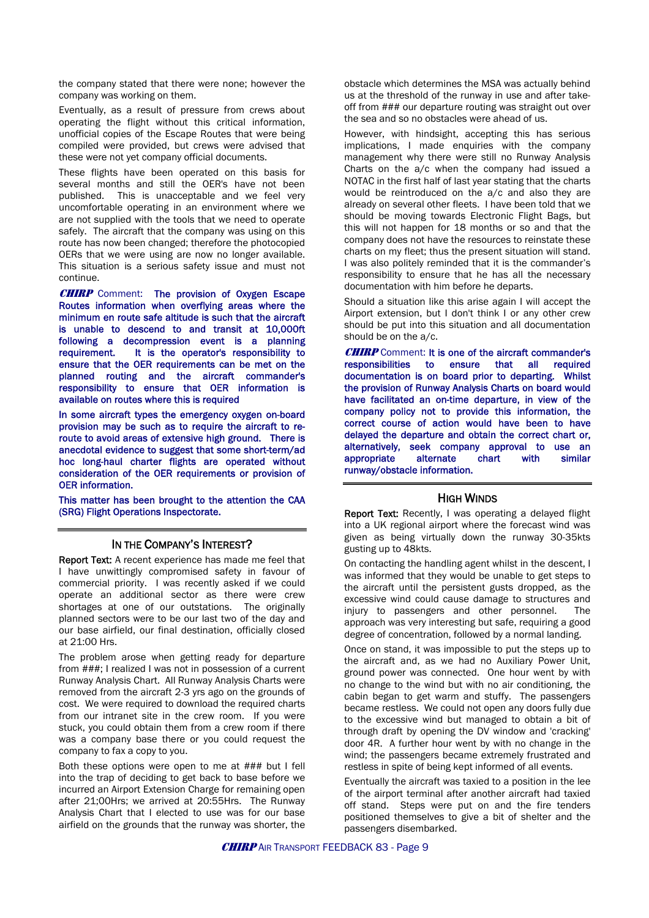the company stated that there were none; however the company was working on them.

Eventually, as a result of pressure from crews about operating the flight without this critical information, unofficial copies of the Escape Routes that were being compiled were provided, but crews were advised that these were not yet company official documents.

These flights have been operated on this basis for several months and still the OER's have not been published. This is unacceptable and we feel very uncomfortable operating in an environment where we are not supplied with the tools that we need to operate safely. The aircraft that the company was using on this route has now been changed; therefore the photocopied OERs that we were using are now no longer available. This situation is a serious safety issue and must not continue.

***CHIRP*** Comment: **The provision of Oxygen Escape Routes information when overflying areas where the minimum en route safe altitude is such that the aircraft is unable to descend to and transit at 10,000ft following a decompression event is a planning requirement. It is the operator's responsibility to ensure that the OER requirements can be met on the planned routing and the aircraft commander's responsibility to ensure that OER information is available on routes where this is required**

**In some aircraft types the emergency oxygen on-board provision may be such as to require the aircraft to re-route to avoid areas of extensive high ground. There is anecdotal evidence to suggest that some short-term/ad hoc long-haul charter flights are operated without consideration of the OER requirements or provision of OER information.**

**This matter has been brought to the attention the CAA (SRG) Flight Operations Inspectorate.**

## IN THE COMPANY'S INTEREST?

**Report Text:** A recent experience has made me feel that I have unwittingly compromised safety in favour of commercial priority. I was recently asked if we could operate an additional sector as there were crew shortages at one of our outstations. The originally planned sectors were to be our last two of the day and our base airfield, our final destination, officially closed at 21:00 Hrs.

The problem arose when getting ready for departure from ###; I realized I was not in possession of a current Runway Analysis Chart. All Runway Analysis Charts were removed from the aircraft 2-3 yrs ago on the grounds of cost. We were required to download the required charts from our intranet site in the crew room. If you were stuck, you could obtain them from a crew room if there was a company base there or you could request the company to fax a copy to you.

Both these options were open to me at ### but I fell into the trap of deciding to get back to base before we incurred an Airport Extension Charge for remaining open after 21;00Hrs; we arrived at 20:55Hrs. The Runway Analysis Chart that I elected to use was for our base airfield on the grounds that the runway was shorter, the obstacle which determines the MSA was actually behind us at the threshold of the runway in use and after take-off from ### our departure routing was straight out over the sea and so no obstacles were ahead of us.

However, with hindsight, accepting this has serious implications, I made enquiries with the company management why there were still no Runway Analysis Charts on the a/c when the company had issued a NOTAC in the first half of last year stating that the charts would be reintroduced on the a/c and also they are already on several other fleets. I have been told that we should be moving towards Electronic Flight Bags, but this will not happen for 18 months or so and that the company does not have the resources to reinstate these charts on my fleet; thus the present situation will stand. I was also politely reminded that it is the commander's responsibility to ensure that he has all the necessary documentation with him before he departs.

Should a situation like this arise again I will accept the Airport extension, but I don't think I or any other crew should be put into this situation and all documentation should be on the a/c.

***CHIRP*** Comment: **It is one of the aircraft commander's responsibilities to ensure that all required documentation is on board prior to departing. Whilst the provision of Runway Analysis Charts on board would have facilitated an on-time departure, in view of the company policy not to provide this information, the correct course of action would have been to have delayed the departure and obtain the correct chart or, alternatively, seek company approval to use an appropriate alternate chart with similar runway/obstacle information.**

## HIGH WINDS

**Report Text:** Recently, I was operating a delayed flight into a UK regional airport where the forecast wind was given as being virtually down the runway 30-35kts gusting up to 48kts.

On contacting the handling agent whilst in the descent, I was informed that they would be unable to get steps to the aircraft until the persistent gusts dropped, as the excessive wind could cause damage to structures and injury to passengers and other personnel. The approach was very interesting but safe, requiring a good degree of concentration, followed by a normal landing.

Once on stand, it was impossible to put the steps up to the aircraft and, as we had no Auxiliary Power Unit, ground power was connected. One hour went by with no change to the wind but with no air conditioning, the cabin began to get warm and stuffy. The passengers became restless. We could not open any doors fully due to the excessive wind but managed to obtain a bit of through draft by opening the DV window and 'cracking' door 4R. A further hour went by with no change in the wind; the passengers became extremely frustrated and restless in spite of being kept informed of all events.

Eventually the aircraft was taxied to a position in the lee of the airport terminal after another aircraft had taxied off stand. Steps were put on and the fire tenders positioned themselves to give a bit of shelter and the passengers disembarked.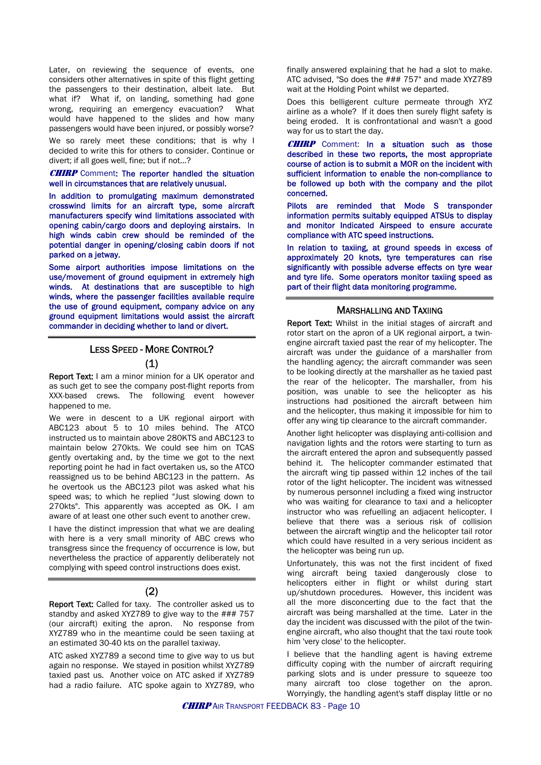Later, on reviewing the sequence of events, one considers other alternatives in spite of this flight getting the passengers to their destination, albeit late. But what if? What if, on landing, something had gone wrong, requiring an emergency evacuation? What would have happened to the slides and how many passengers would have been injured, or possibly worse?

We so rarely meet these conditions; that is why I decided to write this for others to consider. Continue or divert; if all goes well, fine; but if not...?

***CHIRP* Comment: The reporter handled the situation well in circumstances that are relatively unusual.**

**In addition to promulgating maximum demonstrated crosswind limits for an aircraft type, some aircraft manufacturers specify wind limitations associated with opening cabin/cargo doors and deploying airstairs. In high winds cabin crew should be reminded of the potential danger in opening/closing cabin doors if not parked on a jetway.**

**Some airport authorities impose limitations on the use/movement of ground equipment in extremely high winds. At destinations that are susceptible to high winds, where the passenger facilities available require the use of ground equipment, company advice on any ground equipment limitations would assist the aircraft commander in deciding whether to land or divert.**

## LESS SPEED - MORE CONTROL?

### (1)

**Report Text:** I am a minor minion for a UK operator and as such get to see the company post-flight reports from XXX-based crews. The following event however happened to me.

We were in descent to a UK regional airport with ABC123 about 5 to 10 miles behind. The ATCO instructed us to maintain above 280KTS and ABC123 to maintain below 270kts. We could see him on TCAS gently overtaking and, by the time we got to the next reporting point he had in fact overtaken us, so the ATCO reassigned us to be behind ABC123 in the pattern. As he overtook us the ABC123 pilot was asked what his speed was; to which he replied "Just slowing down to 270kts". This apparently was accepted as OK. I am aware of at least one other such event to another crew.

I have the distinct impression that what we are dealing with here is a very small minority of ABC crews who transgress since the frequency of occurrence is low, but nevertheless the practice of apparently deliberately not complying with speed control instructions does exist.

### (2)

**Report Text:** Called for taxy. The controller asked us to standby and asked XYZ789 to give way to the ### 757 (our aircraft) exiting the apron. No response from XYZ789 who in the meantime could be seen taxiing at an estimated 30-40 kts on the parallel taxiway.

ATC asked XYZ789 a second time to give way to us but again no response. We stayed in position whilst XYZ789 taxied past us. Another voice on ATC asked if XYZ789 had a radio failure. ATC spoke again to XYZ789, who finally answered explaining that he had a slot to make. ATC advised, "So does the ### 757" and made XYZ789 wait at the Holding Point whilst we departed.

Does this belligerent culture permeate through XYZ airline as a whole? If it does then surely flight safety is being eroded. It is confrontational and wasn't a good way for us to start the day.

***CHIRP* Comment: In a situation such as those described in these two reports, the most appropriate course of action is to submit a MOR on the incident with sufficient information to enable the non-compliance to be followed up both with the company and the pilot concerned.**

**Pilots are reminded that Mode S transponder information permits suitably equipped ATSUs to display and monitor Indicated Airspeed to ensure accurate compliance with ATC speed instructions.**

**In relation to taxiing, at ground speeds in excess of approximately 20 knots, tyre temperatures can rise significantly with possible adverse effects on tyre wear and tyre life. Some operators monitor taxiing speed as part of their flight data monitoring programme.**

## MARSHALLING AND TAXIING

**Report Text:** Whilst in the initial stages of aircraft and rotor start on the apron of a UK regional airport, a twin-engine aircraft taxied past the rear of my helicopter. The aircraft was under the guidance of a marshaller from the handling agency; the aircraft commander was seen to be looking directly at the marshaller as he taxied past the rear of the helicopter. The marshaller, from his position, was unable to see the helicopter as his instructions had positioned the aircraft between him and the helicopter, thus making it impossible for him to offer any wing tip clearance to the aircraft commander.

Another light helicopter was displaying anti-collision and navigation lights and the rotors were starting to turn as the aircraft entered the apron and subsequently passed behind it. The helicopter commander estimated that the aircraft wing tip passed within 12 inches of the tail rotor of the light helicopter. The incident was witnessed by numerous personnel including a fixed wing instructor who was waiting for clearance to taxi and a helicopter instructor who was refuelling an adjacent helicopter. I believe that there was a serious risk of collision between the aircraft wingtip and the helicopter tail rotor which could have resulted in a very serious incident as the helicopter was being run up.

Unfortunately, this was not the first incident of fixed wing aircraft being taxied dangerously close to helicopters either in flight or whilst during start up/shutdown procedures. However, this incident was all the more disconcerting due to the fact that the aircraft was being marshalled at the time. Later in the day the incident was discussed with the pilot of the twin-engine aircraft, who also thought that the taxi route took him 'very close' to the helicopter.

I believe that the handling agent is having extreme difficulty coping with the number of aircraft requiring parking slots and is under pressure to squeeze too many aircraft too close together on the apron. Worryingly, the handling agent's staff display little or no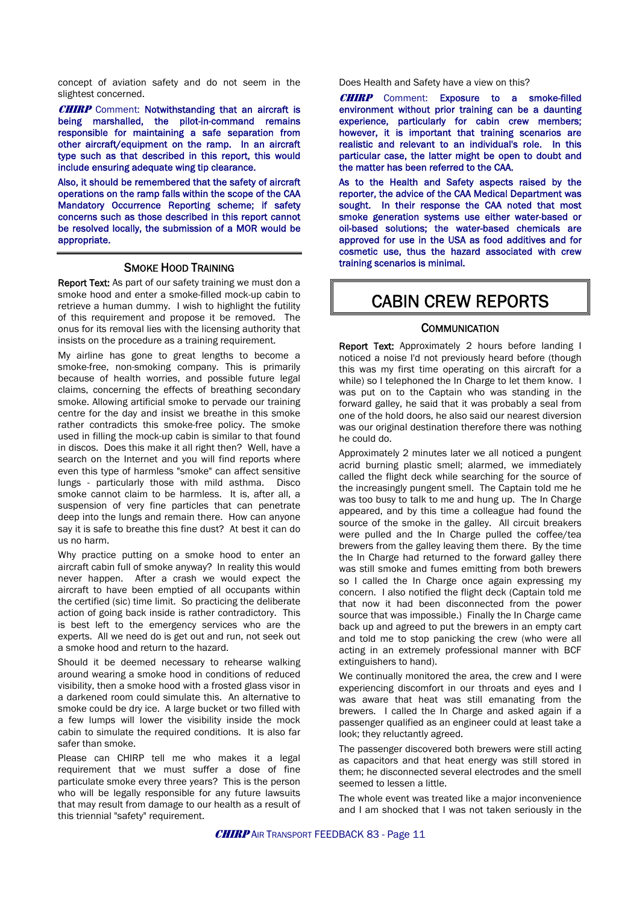concept of aviation safety and do not seem in the slightest concerned.

***CHIRP*** Comment: Notwithstanding that an aircraft is being marshalled, the pilot-in-command remains responsible for maintaining a safe separation from other aircraft/equipment on the ramp. In an aircraft type such as that described in this report, this would include ensuring adequate wing tip clearance.

Also, it should be remembered that the safety of aircraft operations on the ramp falls within the scope of the CAA Mandatory Occurrence Reporting scheme; if safety concerns such as those described in this report cannot be resolved locally, the submission of a MOR would be appropriate.

### SMOKE HOOD TRAINING

**Report Text:** As part of our safety training we must don a smoke hood and enter a smoke-filled mock-up cabin to retrieve a human dummy. I wish to highlight the futility of this requirement and propose it be removed. The onus for its removal lies with the licensing authority that insists on the procedure as a training requirement.

My airline has gone to great lengths to become a smoke-free, non-smoking company. This is primarily because of health worries, and possible future legal claims, concerning the effects of breathing secondary smoke. Allowing artificial smoke to pervade our training centre for the day and insist we breathe in this smoke rather contradicts this smoke-free policy. The smoke used in filling the mock-up cabin is similar to that found in discos. Does this make it all right then? Well, have a search on the Internet and you will find reports where even this type of harmless "smoke" can affect sensitive lungs - particularly those with mild asthma. Disco smoke cannot claim to be harmless. It is, after all, a suspension of very fine particles that can penetrate deep into the lungs and remain there. How can anyone say it is safe to breathe this fine dust? At best it can do us no harm.

Why practice putting on a smoke hood to enter an aircraft cabin full of smoke anyway? In reality this would never happen. After a crash we would expect the aircraft to have been emptied of all occupants within the certified (sic) time limit. So practicing the deliberate action of going back inside is rather contradictory. This is best left to the emergency services who are the experts. All we need do is get out and run, not seek out a smoke hood and return to the hazard.

Should it be deemed necessary to rehearse walking around wearing a smoke hood in conditions of reduced visibility, then a smoke hood with a frosted glass visor in a darkened room could simulate this. An alternative to smoke could be dry ice. A large bucket or two filled with a few lumps will lower the visibility inside the mock cabin to simulate the required conditions. It is also far safer than smoke.

Please can CHIRP tell me who makes it a legal requirement that we must suffer a dose of fine particulate smoke every three years? This is the person who will be legally responsible for any future lawsuits that may result from damage to our health as a result of this triennial "safety" requirement.

Does Health and Safety have a view on this?

***CHIRP*** Comment: Exposure to a smoke-filled environment without prior training can be a daunting experience, particularly for cabin crew members; however, it is important that training scenarios are realistic and relevant to an individual's role. In this particular case, the latter might be open to doubt and the matter has been referred to the CAA.

As to the Health and Safety aspects raised by the reporter, the advice of the CAA Medical Department was sought. In their response the CAA noted that most smoke generation systems use either water-based or oil-based solutions; the water-based chemicals are approved for use in the USA as food additives and for cosmetic use, thus the hazard associated with crew training scenarios is minimal.

## CABIN CREW REPORTS

### COMMUNICATION

**Report Text:** Approximately 2 hours before landing I noticed a noise I'd not previously heard before (though this was my first time operating on this aircraft for a while) so I telephoned the In Charge to let them know. I was put on to the Captain who was standing in the forward galley, he said that it was probably a seal from one of the hold doors, he also said our nearest diversion was our original destination therefore there was nothing he could do.

Approximately 2 minutes later we all noticed a pungent acrid burning plastic smell; alarmed, we immediately called the flight deck while searching for the source of the increasingly pungent smell. The Captain told me he was too busy to talk to me and hung up. The In Charge appeared, and by this time a colleague had found the source of the smoke in the galley. All circuit breakers were pulled and the In Charge pulled the coffee/tea brewers from the galley leaving them there. By the time the In Charge had returned to the forward galley there was still smoke and fumes emitting from both brewers so I called the In Charge once again expressing my concern. I also notified the flight deck (Captain told me that now it had been disconnected from the power source that was impossible.) Finally the In Charge came back up and began to put the brewers in an empty cart and told me to stop panicking the crew (who were all acting in an extremely professional manner with BCF extinguishers to hand).

We continually monitored the area, the crew and I were experiencing discomfort in our throats and eyes and I was aware that heat was still emanating from the brewers. I called the In Charge and asked again if a passenger qualified as an engineer could at least take a look; they reluctantly agreed.

The passenger discovered both brewers were still acting as capacitors and that heat energy was still stored in them; he disconnected several electrodes and the smell seemed to lessen a little.

The whole event was treated like a major inconvenience and I am shocked that I was not taken seriously in the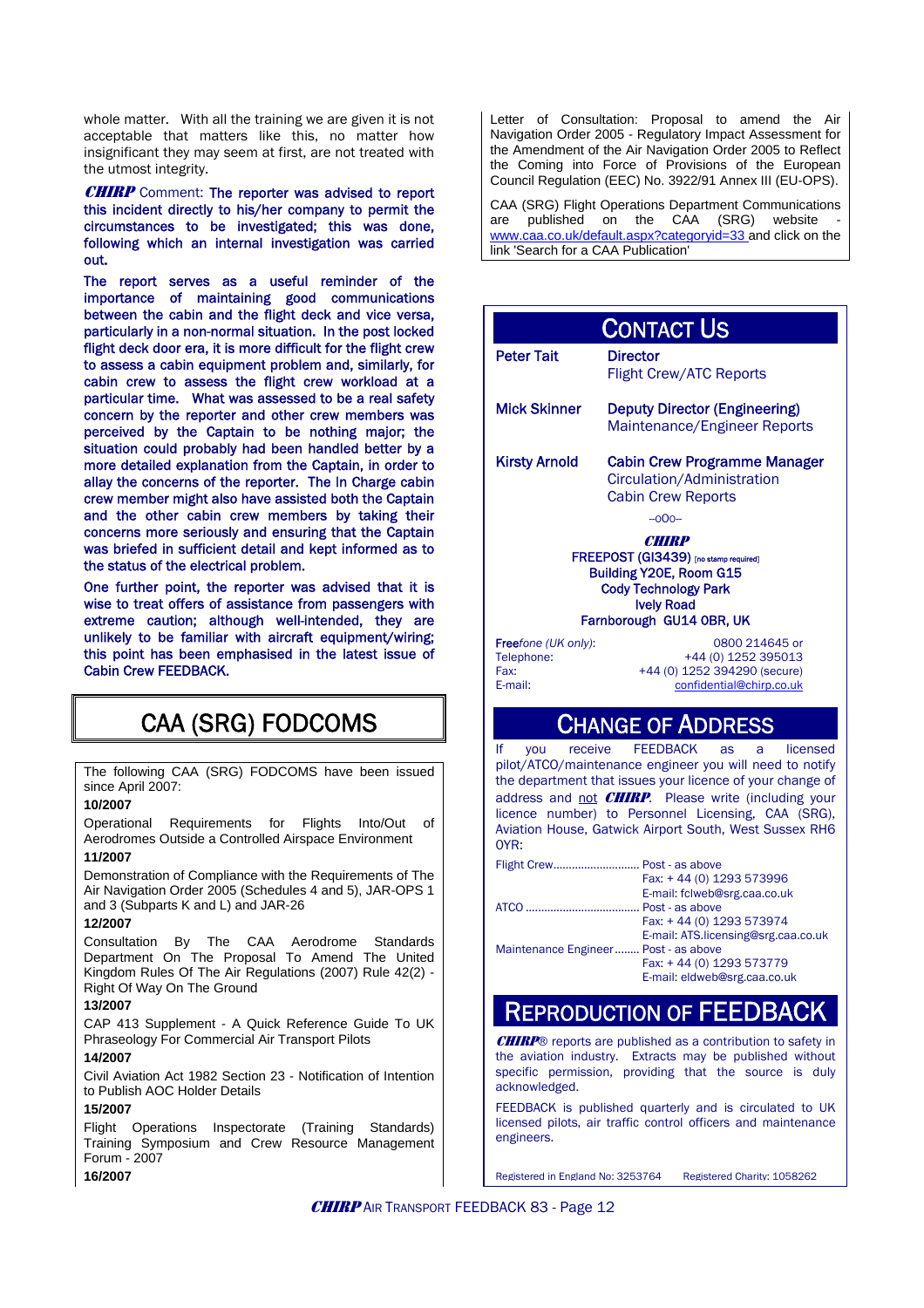whole matter. With all the training we are given it is not acceptable that matters like this, no matter how insignificant they may seem at first, are not treated with the utmost integrity.

***CHIRP*** Comment: **The reporter was advised to report this incident directly to his/her company to permit the circumstances to be investigated; this was done, following which an internal investigation was carried out.**

**The report serves as a useful reminder of the importance of maintaining good communications between the cabin and the flight deck and vice versa, particularly in a non-normal situation. In the post locked flight deck door era, it is more difficult for the flight crew to assess a cabin equipment problem and, similarly, for cabin crew to assess the flight crew workload at a particular time. What was assessed to be a real safety concern by the reporter and other crew members was perceived by the Captain to be nothing major; the situation could probably had been handled better by a more detailed explanation from the Captain, in order to allay the concerns of the reporter. The In Charge cabin crew member might also have assisted both the Captain and the other cabin crew members by taking their concerns more seriously and ensuring that the Captain was briefed in sufficient detail and kept informed as to the status of the electrical problem.**

**One further point, the reporter was advised that it is wise to treat offers of assistance from passengers with extreme caution; although well-intended, they are unlikely to be familiar with aircraft equipment/wiring; this point has been emphasised in the latest issue of Cabin Crew FEEDBACK.**

## CAA (SRG) FODCOMS

The following CAA (SRG) FODCOMS have been issued since April 2007:

**10/2007**

Operational Requirements for Flights Into/Out of Aerodromes Outside a Controlled Airspace Environment

**11/2007**

Demonstration of Compliance with the Requirements of The Air Navigation Order 2005 (Schedules 4 and 5), JAR-OPS 1 and 3 (Subparts K and L) and JAR-26

**12/2007**

Consultation By The CAA Aerodrome Standards Department On The Proposal To Amend The United Kingdom Rules Of The Air Regulations (2007) Rule 42(2) - Right Of Way On The Ground

**13/2007**

CAP 413 Supplement - A Quick Reference Guide To UK Phraseology For Commercial Air Transport Pilots

**14/2007**

Civil Aviation Act 1982 Section 23 - Notification of Intention to Publish AOC Holder Details

**15/2007**

Flight Operations Inspectorate (Training Standards) Training Symposium and Crew Resource Management Forum - 2007

**16/2007**

Letter of Consultation: Proposal to amend the Air Navigation Order 2005 - Regulatory Impact Assessment for the Amendment of the Air Navigation Order 2005 to Reflect the Coming into Force of Provisions of the European Council Regulation (EEC) No. 3922/91 Annex III (EU-OPS).

CAA (SRG) Flight Operations Department Communications are published on the CAA (SRG) website - www.caa.co.uk/default.aspx?categoryid=33 and click on the link 'Search for a CAA Publication'

## CONTACT US

| | |
|---|---|
| **Peter Tait** | **Director**<br>Flight Crew/ATC Reports |
| **Mick Skinner** | **Deputy Director (Engineering)**<br>Maintenance/Engineer Reports |
| **Kirsty Arnold** | **Cabin Crew Programme Manager**<br>Circulation/Administration<br>Cabin Crew Reports |

–oOo–

***CHIRP***
**FREEPOST (GI3439)** [no stamp required]
**Building Y20E, Room G15**
**Cody Technology Park**
**Ively Road**
**Farnborough GU14 0BR, UK**

| | |
|---|---|
| Free*fone (UK only)*: | 0800 214645 or |
| Telephone: | +44 (0) 1252 395013 |
| Fax: | +44 (0) 1252 394290 (secure) |
| E-mail: | confidential@chirp.co.uk |

## CHANGE OF ADDRESS

If you receive FEEDBACK as a licensed pilot/ATCO/maintenance engineer you will need to notify the department that issues your licence of your change of address and not ***CHIRP***. Please write (including your licence number) to Personnel Licensing, CAA (SRG), Aviation House, Gatwick Airport South, West Sussex RH6 0YR:

| | |
|---|---|
| Flight Crew | Post - as above<br>Fax: + 44 (0) 1293 573996<br>E-mail: fclweb@srg.caa.co.uk |
| ATCO | Post - as above<br>Fax: + 44 (0) 1293 573974<br>E-mail: ATS.licensing@srg.caa.co.uk |
| Maintenance Engineer | Post - as above<br>Fax: + 44 (0) 1293 573779<br>E-mail: eldweb@srg.caa.co.uk |

## REPRODUCTION OF FEEDBACK

***CHIRP***® reports are published as a contribution to safety in the aviation industry. Extracts may be published without specific permission, providing that the source is duly acknowledged.

FEEDBACK is published quarterly and is circulated to UK licensed pilots, air traffic control officers and maintenance engineers.

Registered in England No: 3253764 Registered Charity: 1058262